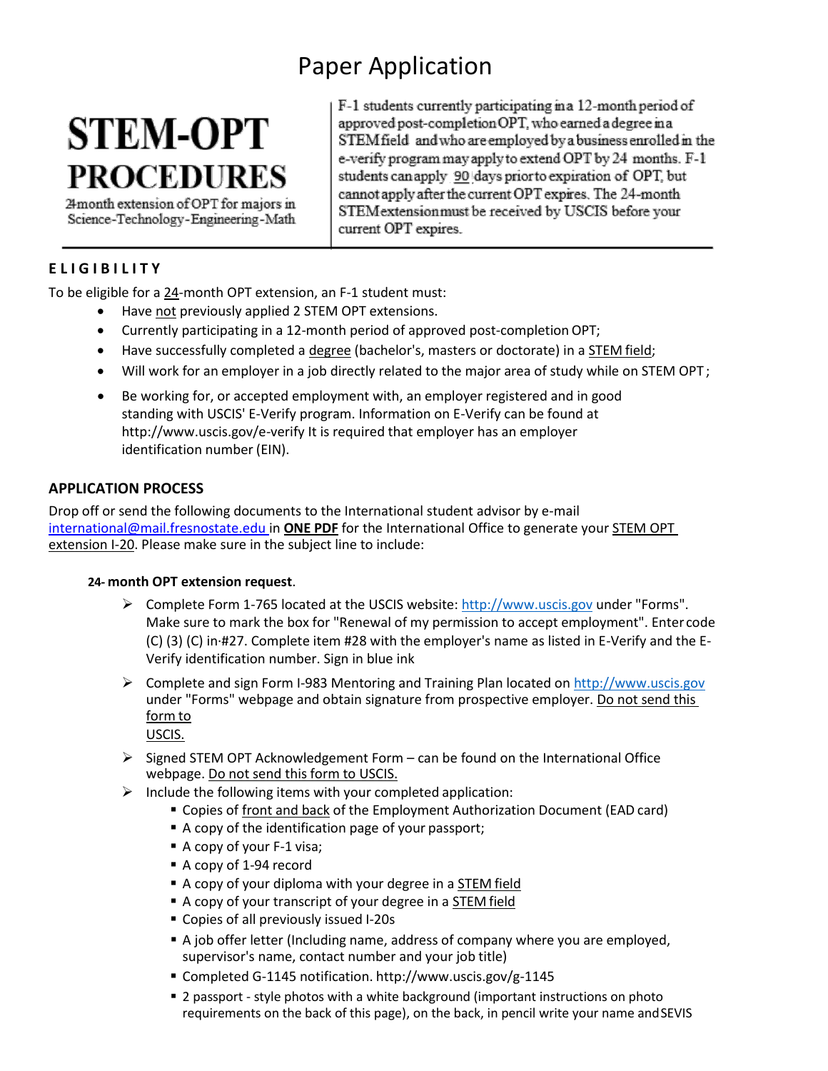# Paper Application

# STEM-OPT PROCEDURES

24month extension of OPT for majors in Science-Technology-Engineering-Math

F-1 students currently participating in a 12-month period of approved post-completion OPT, who earned a degree in a STEM field and who are employed by a business enrolled in the e-verify program may apply to extend OPT by 24 months. F-1 students can apply 90 days prior to expiration of OPT, but cannot apply after the current OPT expires. The 24-month STEM extension must be received by USCIS before your current OPT expires.

## ELIGIBILITY

To be eligible for a 24-month OPT extension, an F-1 student must:

- Have not previously applied 2 STEM OPT extensions.
- Currently participating in a 12-month period of approved post-completion OPT;
- Have successfully completed a degree (bachelor's, masters or doctorate) in a STEM field;
- Will work for an employer in a job directly related to the major area of study while on STEM OPT;
- Be working for, or accepted employment with, an employer registered and in good standing with USCIS' E-Verify program. Information on E-Verify can be found at http://www.uscis.gov/e-verify It is required that employer has an employer identification number (EIN).

## APPLICATION PROCESS

Drop off or send the following documents to the International student advisor by e-mail international@mail.fresnostate.edu in **ONE PDF** for the International Office to generate your STEM OPT extension I-20. Please make sure in the subject line to include:

**24- month OPT extension request**.

- Complete Form 1-765 located at the USCIS website: http://www.uscis.gov under "Forms". Make sure to mark the box for "Renewal of my permission to accept employment". Enter code (C) (3) (C) in #27. Complete item #28 with the employer's name as listed in E-Verify and the E-Verify identification number. Sign in blue ink
- Complete and sign Form I-983 Mentoring and Training Plan located on http://www.uscis.gov under "Forms" webpage and obtain signature from prospective employer. Do not send this form to USCIS.
- Signed STEM OPT Acknowledgement Form – can be found on the International Office webpage. Do not send this form to USCIS.
- Include the following items with your completed application:
  - Copies of front and back of the Employment Authorization Document (EAD card)
  - A copy of the identification page of your passport;
  - A copy of your F-1 visa;
  - A copy of 1-94 record
  - A copy of your diploma with your degree in a STEM field
  - A copy of your transcript of your degree in a STEM field
  - Copies of all previously issued I-20s
  - A job offer letter (Including name, address of company where you are employed, supervisor's name, contact number and your job title)
  - Completed G-1145 notification. http://www.uscis.gov/g-1145
  - 2 passport - style photos with a white background (important instructions on photo requirements on the back of this page), on the back, in pencil write your name and SEVIS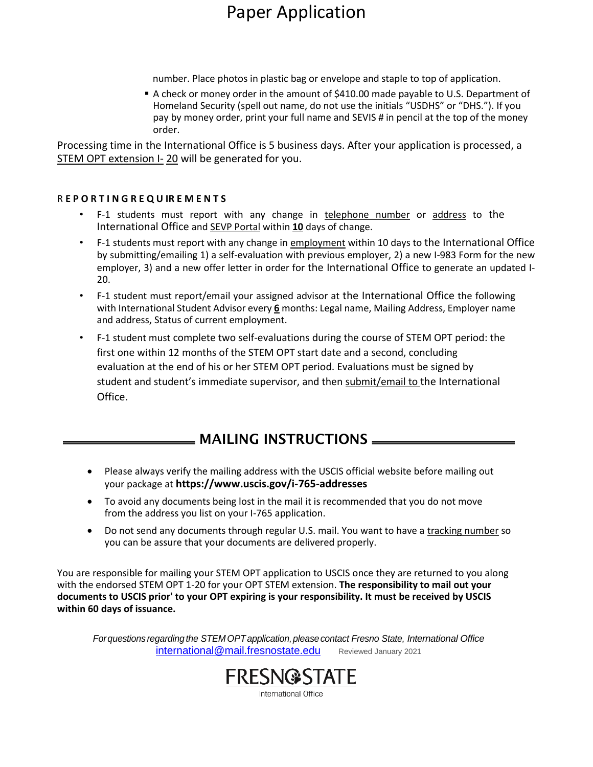number. Place photos in plastic bag or envelope and staple to top of application.

- A check or money order in the amount of $410.00 made payable to U.S. Department of Homeland Security (spell out name, do not use the initials "USDHS" or "DHS."). If you pay by money order, print your full name and SEVIS # in pencil at the top of the money order.

Processing time in the International Office is 5 business days. After your application is processed, a STEM OPT extension I- 20 will be generated for you.

## REPORTING REQUIREMENTS

- F-1 students must report with any change in telephone number or address to the International Office and SEVP Portal within **10** days of change.
- F-1 students must report with any change in employment within 10 days to the International Office by submitting/emailing 1) a self-evaluation with previous employer, 2) a new I-983 Form for the new employer, 3) and a new offer letter in order for the International Office to generate an updated I-20.
- F-1 student must report/email your assigned advisor at the International Office the following with International Student Advisor every **6** months: Legal name, Mailing Address, Employer name and address, Status of current employment.
- F-1 student must complete two self-evaluations during the course of STEM OPT period: the first one within 12 months of the STEM OPT start date and a second, concluding evaluation at the end of his or her STEM OPT period. Evaluations must be signed by student and student's immediate supervisor, and then submit/email to the International Office.

## MAILING INSTRUCTIONS

- Please always verify the mailing address with the USCIS official website before mailing out your package at **https://www.uscis.gov/i-765-addresses**
- To avoid any documents being lost in the mail it is recommended that you do not move from the address you list on your I-765 application.
- Do not send any documents through regular U.S. mail. You want to have a tracking number so you can be assure that your documents are delivered properly.

You are responsible for mailing your STEM OPT application to USCIS once they are returned to you along with the endorsed STEM OPT 1-20 for your OPT STEM extension. **The responsibility to mail out your documents to USCIS prior' to your OPT expiring is your responsibility. It must be received by USCIS within 60 days of issuance.**

*For questions regarding the STEM OPT application, please contact Fresno State, International Office*
international@mail.fresnostate.edu Reviewed January 2021

FRESNO STATE
International Office